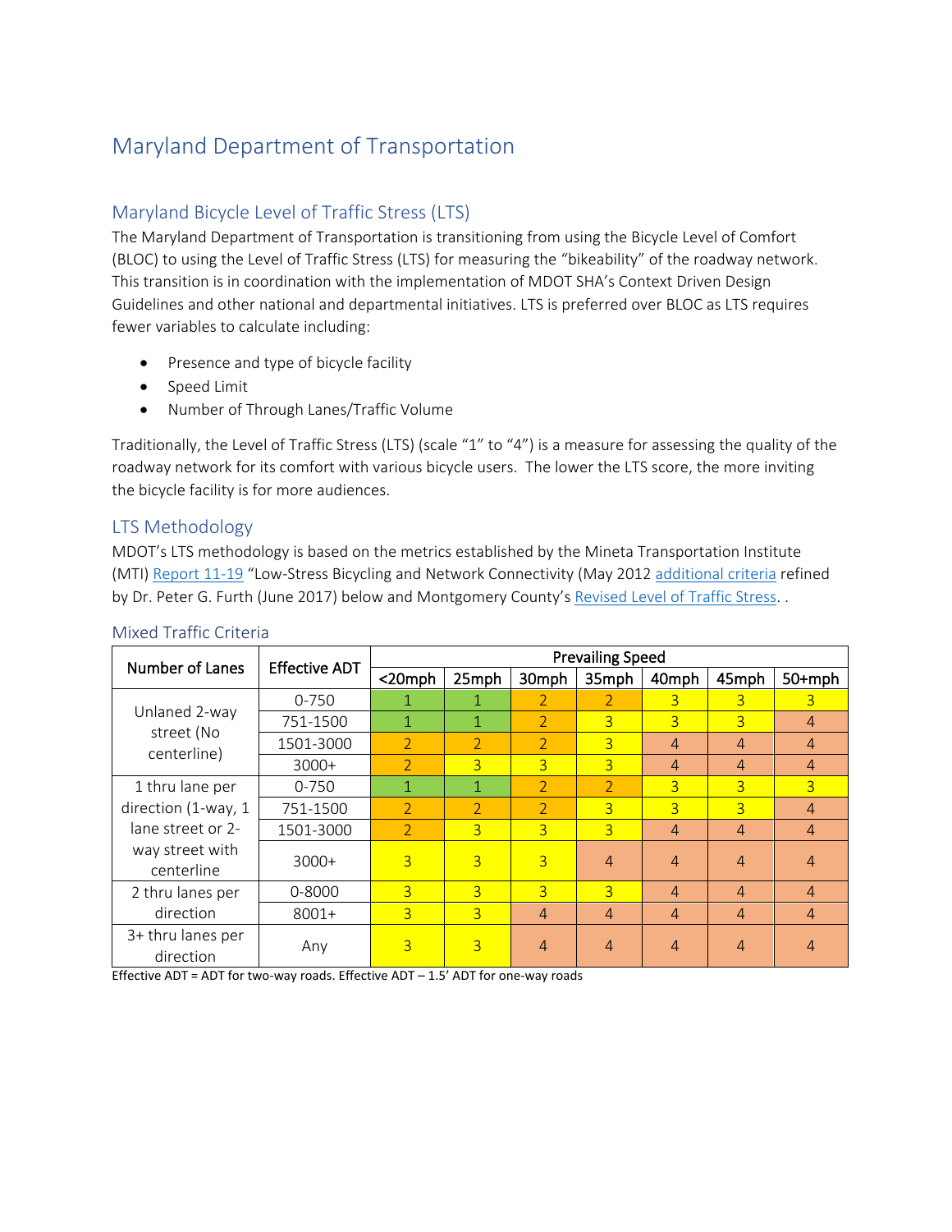# Maryland Department of Transportation

## Maryland Bicycle Level of Traffic Stress (LTS)

The Maryland Department of Transportation is transitioning from using the Bicycle Level of Comfort (BLOC) to using the Level of Traffic Stress (LTS) for measuring the "bikeability" of the roadway network. This transition is in coordination with the implementation of MDOT SHA's Context Driven Design Guidelines and other national and departmental initiatives. LTS is preferred over BLOC as LTS requires fewer variables to calculate including:

- Presence and type of bicycle facility
- Speed Limit
- Number of Through Lanes/Traffic Volume

Traditionally, the Level of Traffic Stress (LTS) (scale "1" to "4") is a measure for assessing the quality of the roadway network for its comfort with various bicycle users. The lower the LTS score, the more inviting the bicycle facility is for more audiences.

## LTS Methodology

MDOT's LTS methodology is based on the metrics established by the Mineta Transportation Institute (MTI) Report 11-19 "Low-Stress Bicycling and Network Connectivity (May 2012 additional criteria refined by Dr. Peter G. Furth (June 2017) below and Montgomery County's Revised Level of Traffic Stress. .

### Mixed Traffic Criteria

| Number of Lanes | Effective ADT | Prevailing Speed | | | | | | |
|---|---|---|---|---|---|---|---|---|
| | | <20mph | 25mph | 30mph | 35mph | 40mph | 45mph | 50+mph |
| Unlaned 2-way street (No centerline) | 0-750 | 1 | 1 | 2 | 2 | 3 | 3 | 3 |
| | 751-1500 | 1 | 1 | 2 | 3 | 3 | 3 | 4 |
| | 1501-3000 | 2 | 2 | 2 | 3 | 4 | 4 | 4 |
| | 3000+ | 2 | 3 | 3 | 3 | 4 | 4 | 4 |
| 1 thru lane per direction (1-way, 1 lane street or 2-way street with centerline | 0-750 | 1 | 1 | 2 | 2 | 3 | 3 | 3 |
| | 751-1500 | 2 | 2 | 2 | 3 | 3 | 3 | 4 |
| | 1501-3000 | 2 | 3 | 3 | 3 | 4 | 4 | 4 |
| | 3000+ | 3 | 3 | 3 | 4 | 4 | 4 | 4 |
| 2 thru lanes per direction | 0-8000 | 3 | 3 | 3 | 3 | 4 | 4 | 4 |
| | 8001+ | 3 | 3 | 4 | 4 | 4 | 4 | 4 |
| 3+ thru lanes per direction | Any | 3 | 3 | 4 | 4 | 4 | 4 | 4 |

Effective ADT = ADT for two-way roads. Effective ADT – 1.5' ADT for one-way roads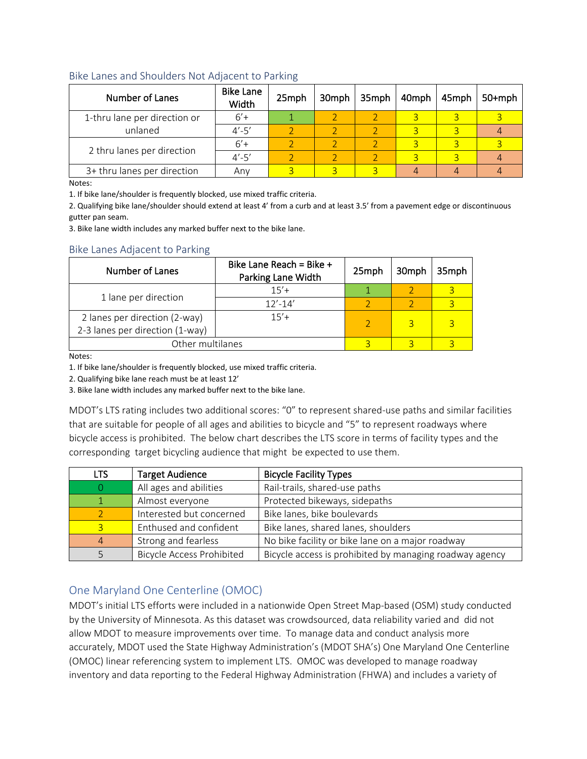### Bike Lanes and Shoulders Not Adjacent to Parking

| Number of Lanes | Bike Lane Width | 25mph | 30mph | 35mph | 40mph | 45mph | 50+mph |
|---|---|---|---|---|---|---|---|
| 1-thru lane per direction or unlaned | 6′+ | 1 | 2 | 2 | 3 | 3 | 3 |
| | 4′-5′ | 2 | 2 | 2 | 3 | 3 | 4 |
| 2 thru lanes per direction | 6′+ | 2 | 2 | 2 | 3 | 3 | 3 |
| | 4′-5′ | 2 | 2 | 2 | 3 | 3 | 4 |
| 3+ thru lanes per direction | Any | 3 | 3 | 3 | 4 | 4 | 4 |

Notes:

1. If bike lane/shoulder is frequently blocked, use mixed traffic criteria.
2. Qualifying bike lane/shoulder should extend at least 4′ from a curb and at least 3.5′ from a pavement edge or discontinuous gutter pan seam.
3. Bike lane width includes any marked buffer next to the bike lane.

### Bike Lanes Adjacent to Parking

| Number of Lanes | Bike Lane Reach = Bike + Parking Lane Width | 25mph | 30mph | 35mph |
|---|---|---|---|---|
| 1 lane per direction | 15′+ | 1 | 2 | 3 |
| | 12′-14′ | 2 | 2 | 3 |
| 2 lanes per direction (2-way)<br>2-3 lanes per direction (1-way) | 15′+ | 2 | 3 | 3 |
| Other multilanes | | 3 | 3 | 3 |

Notes:

1. If bike lane/shoulder is frequently blocked, use mixed traffic criteria.
2. Qualifying bike lane reach must be at least 12′
3. Bike lane width includes any marked buffer next to the bike lane.

MDOT's LTS rating includes two additional scores: "0" to represent shared-use paths and similar facilities that are suitable for people of all ages and abilities to bicycle and "5" to represent roadways where bicycle access is prohibited. The below chart describes the LTS score in terms of facility types and the corresponding target bicycling audience that might be expected to use them.

| LTS | Target Audience | Bicycle Facility Types |
|---|---|---|
| 0 | All ages and abilities | Rail-trails, shared-use paths |
| 1 | Almost everyone | Protected bikeways, sidepaths |
| 2 | Interested but concerned | Bike lanes, bike boulevards |
| 3 | Enthused and confident | Bike lanes, shared lanes, shoulders |
| 4 | Strong and fearless | No bike facility or bike lane on a major roadway |
| 5 | Bicycle Access Prohibited | Bicycle access is prohibited by managing roadway agency |

## One Maryland One Centerline (OMOC)

MDOT's initial LTS efforts were included in a nationwide Open Street Map-based (OSM) study conducted by the University of Minnesota. As this dataset was crowdsourced, data reliability varied and did not allow MDOT to measure improvements over time. To manage data and conduct analysis more accurately, MDOT used the State Highway Administration's (MDOT SHA's) One Maryland One Centerline (OMOC) linear referencing system to implement LTS. OMOC was developed to manage roadway inventory and data reporting to the Federal Highway Administration (FHWA) and includes a variety of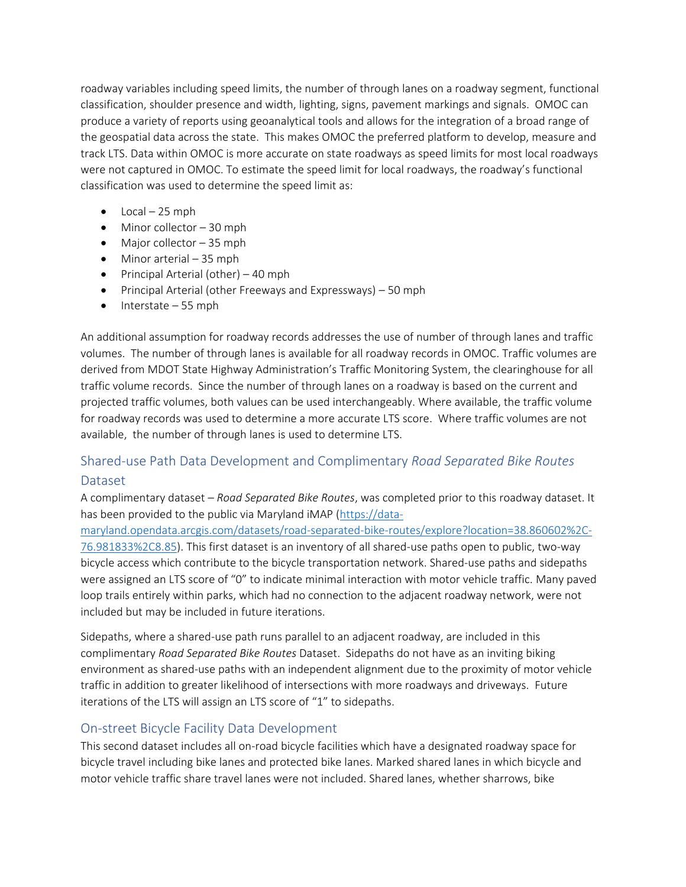roadway variables including speed limits, the number of through lanes on a roadway segment, functional classification, shoulder presence and width, lighting, signs, pavement markings and signals. OMOC can produce a variety of reports using geoanalytical tools and allows for the integration of a broad range of the geospatial data across the state. This makes OMOC the preferred platform to develop, measure and track LTS. Data within OMOC is more accurate on state roadways as speed limits for most local roadways were not captured in OMOC. To estimate the speed limit for local roadways, the roadway's functional classification was used to determine the speed limit as:

- Local – 25 mph
- Minor collector – 30 mph
- Major collector – 35 mph
- Minor arterial – 35 mph
- Principal Arterial (other) – 40 mph
- Principal Arterial (other Freeways and Expressways) – 50 mph
- Interstate – 55 mph

An additional assumption for roadway records addresses the use of number of through lanes and traffic volumes. The number of through lanes is available for all roadway records in OMOC. Traffic volumes are derived from MDOT State Highway Administration's Traffic Monitoring System, the clearinghouse for all traffic volume records. Since the number of through lanes on a roadway is based on the current and projected traffic volumes, both values can be used interchangeably. Where available, the traffic volume for roadway records was used to determine a more accurate LTS score. Where traffic volumes are not available, the number of through lanes is used to determine LTS.

## Shared-use Path Data Development and Complimentary *Road Separated Bike Routes* Dataset

A complimentary dataset – *Road Separated Bike Routes*, was completed prior to this roadway dataset. It has been provided to the public via Maryland iMAP (https://data-maryland.opendata.arcgis.com/datasets/road-separated-bike-routes/explore?location=38.860602%2C-76.981833%2C8.85). This first dataset is an inventory of all shared-use paths open to public, two-way bicycle access which contribute to the bicycle transportation network. Shared-use paths and sidepaths were assigned an LTS score of "0" to indicate minimal interaction with motor vehicle traffic. Many paved loop trails entirely within parks, which had no connection to the adjacent roadway network, were not included but may be included in future iterations.

Sidepaths, where a shared-use path runs parallel to an adjacent roadway, are included in this complimentary *Road Separated Bike Routes* Dataset. Sidepaths do not have as an inviting biking environment as shared-use paths with an independent alignment due to the proximity of motor vehicle traffic in addition to greater likelihood of intersections with more roadways and driveways. Future iterations of the LTS will assign an LTS score of "1" to sidepaths.

## On-street Bicycle Facility Data Development

This second dataset includes all on-road bicycle facilities which have a designated roadway space for bicycle travel including bike lanes and protected bike lanes. Marked shared lanes in which bicycle and motor vehicle traffic share travel lanes were not included. Shared lanes, whether sharrows, bike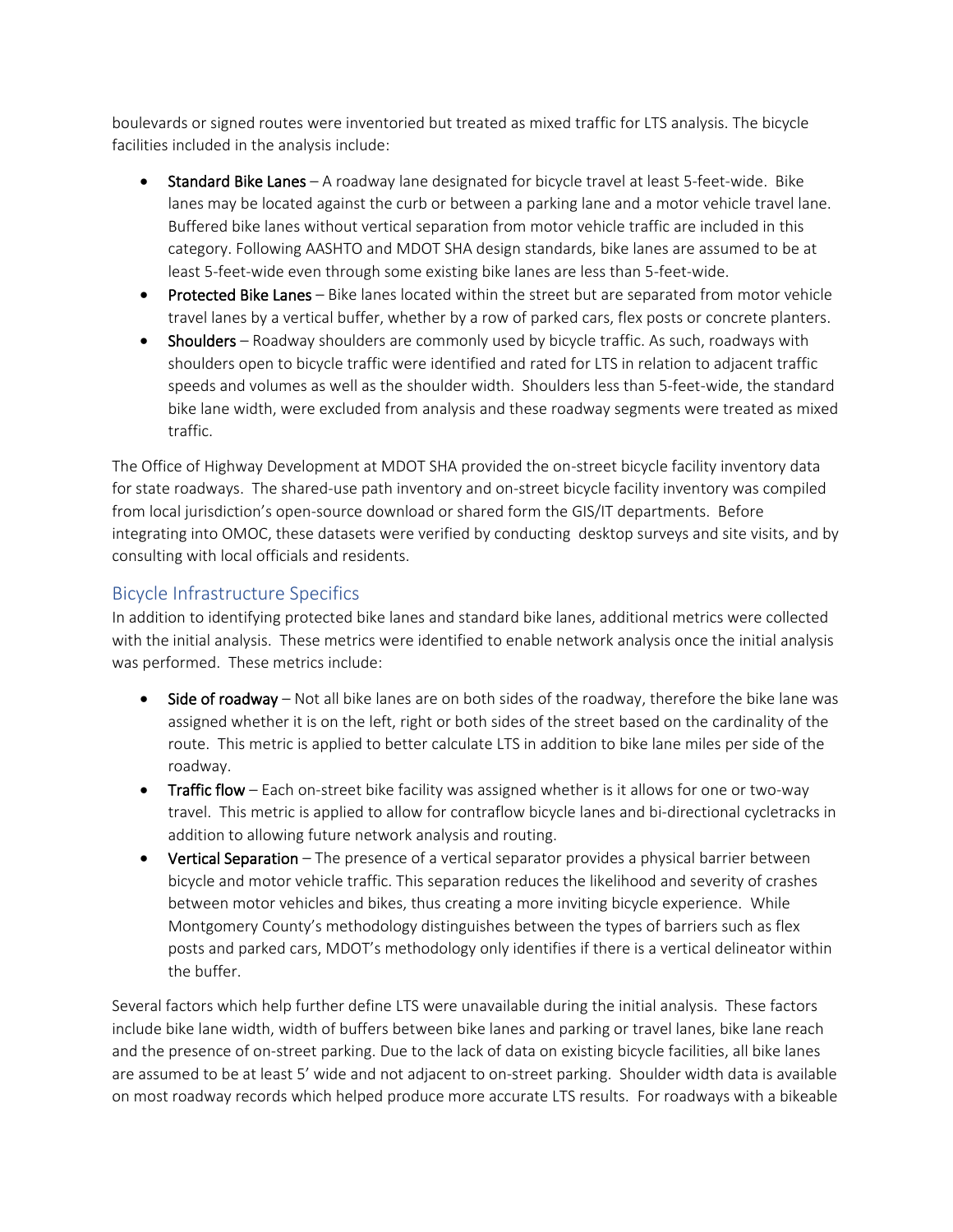boulevards or signed routes were inventoried but treated as mixed traffic for LTS analysis. The bicycle facilities included in the analysis include:

- **Standard Bike Lanes** – A roadway lane designated for bicycle travel at least 5-feet-wide. Bike lanes may be located against the curb or between a parking lane and a motor vehicle travel lane. Buffered bike lanes without vertical separation from motor vehicle traffic are included in this category. Following AASHTO and MDOT SHA design standards, bike lanes are assumed to be at least 5-feet-wide even through some existing bike lanes are less than 5-feet-wide.
- **Protected Bike Lanes** – Bike lanes located within the street but are separated from motor vehicle travel lanes by a vertical buffer, whether by a row of parked cars, flex posts or concrete planters.
- **Shoulders** – Roadway shoulders are commonly used by bicycle traffic. As such, roadways with shoulders open to bicycle traffic were identified and rated for LTS in relation to adjacent traffic speeds and volumes as well as the shoulder width. Shoulders less than 5-feet-wide, the standard bike lane width, were excluded from analysis and these roadway segments were treated as mixed traffic.

The Office of Highway Development at MDOT SHA provided the on-street bicycle facility inventory data for state roadways. The shared-use path inventory and on-street bicycle facility inventory was compiled from local jurisdiction's open-source download or shared form the GIS/IT departments. Before integrating into OMOC, these datasets were verified by conducting desktop surveys and site visits, and by consulting with local officials and residents.

## Bicycle Infrastructure Specifics

In addition to identifying protected bike lanes and standard bike lanes, additional metrics were collected with the initial analysis. These metrics were identified to enable network analysis once the initial analysis was performed. These metrics include:

- **Side of roadway** – Not all bike lanes are on both sides of the roadway, therefore the bike lane was assigned whether it is on the left, right or both sides of the street based on the cardinality of the route. This metric is applied to better calculate LTS in addition to bike lane miles per side of the roadway.
- **Traffic flow** – Each on-street bike facility was assigned whether is it allows for one or two-way travel. This metric is applied to allow for contraflow bicycle lanes and bi-directional cycletracks in addition to allowing future network analysis and routing.
- **Vertical Separation** – The presence of a vertical separator provides a physical barrier between bicycle and motor vehicle traffic. This separation reduces the likelihood and severity of crashes between motor vehicles and bikes, thus creating a more inviting bicycle experience. While Montgomery County's methodology distinguishes between the types of barriers such as flex posts and parked cars, MDOT's methodology only identifies if there is a vertical delineator within the buffer.

Several factors which help further define LTS were unavailable during the initial analysis. These factors include bike lane width, width of buffers between bike lanes and parking or travel lanes, bike lane reach and the presence of on-street parking. Due to the lack of data on existing bicycle facilities, all bike lanes are assumed to be at least 5' wide and not adjacent to on-street parking. Shoulder width data is available on most roadway records which helped produce more accurate LTS results. For roadways with a bikeable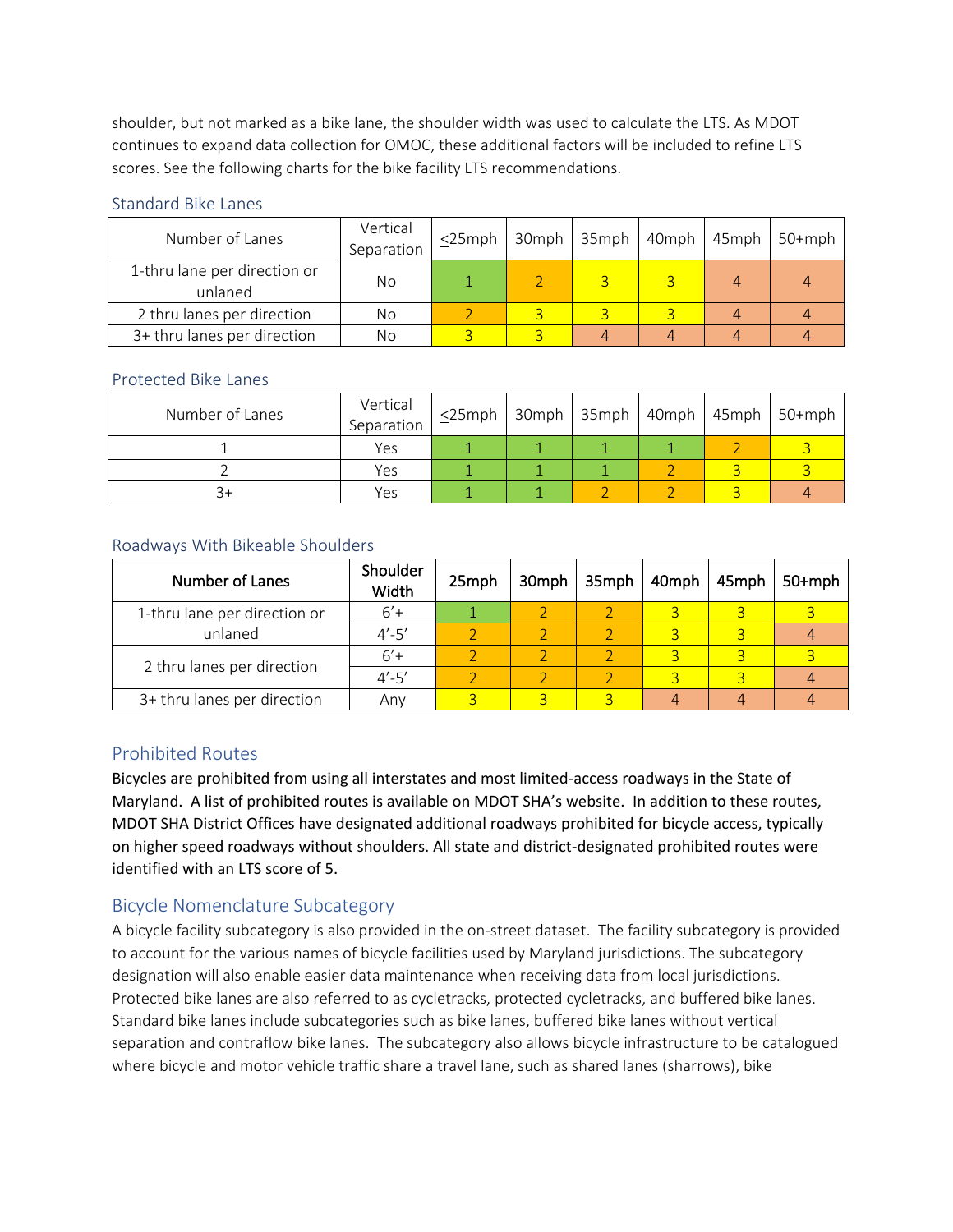shoulder, but not marked as a bike lane, the shoulder width was used to calculate the LTS. As MDOT continues to expand data collection for OMOC, these additional factors will be included to refine LTS scores. See the following charts for the bike facility LTS recommendations.

### Standard Bike Lanes

| Number of Lanes | Vertical Separation | ≤25mph | 30mph | 35mph | 40mph | 45mph | 50+mph |
|---|---|---|---|---|---|---|---|
| 1-thru lane per direction or unlaned | No | 1 | 2 | 3 | 3 | 4 | 4 |
| 2 thru lanes per direction | No | 2 | 3 | 3 | 3 | 4 | 4 |
| 3+ thru lanes per direction | No | 3 | 3 | 4 | 4 | 4 | 4 |

### Protected Bike Lanes

| Number of Lanes | Vertical Separation | ≤25mph | 30mph | 35mph | 40mph | 45mph | 50+mph |
|---|---|---|---|---|---|---|---|
| 1 | Yes | 1 | 1 | 1 | 1 | 2 | 3 |
| 2 | Yes | 1 | 1 | 1 | 2 | 3 | 3 |
| 3+ | Yes | 1 | 1 | 2 | 2 | 3 | 4 |

### Roadways With Bikeable Shoulders

| Number of Lanes | Shoulder Width | 25mph | 30mph | 35mph | 40mph | 45mph | 50+mph |
|---|---|---|---|---|---|---|---|
| 1-thru lane per direction or unlaned | 6'+ | 1 | 2 | 2 | 3 | 3 | 3 |
| | 4'-5' | 2 | 2 | 2 | 3 | 3 | 4 |
| 2 thru lanes per direction | 6'+ | 2 | 2 | 2 | 3 | 3 | 3 |
| | 4'-5' | 2 | 2 | 2 | 3 | 3 | 4 |
| 3+ thru lanes per direction | Any | 3 | 3 | 3 | 4 | 4 | 4 |

## Prohibited Routes

Bicycles are prohibited from using all interstates and most limited-access roadways in the State of Maryland. A list of prohibited routes is available on MDOT SHA's website. In addition to these routes, MDOT SHA District Offices have designated additional roadways prohibited for bicycle access, typically on higher speed roadways without shoulders. All state and district-designated prohibited routes were identified with an LTS score of 5.

## Bicycle Nomenclature Subcategory

A bicycle facility subcategory is also provided in the on-street dataset. The facility subcategory is provided to account for the various names of bicycle facilities used by Maryland jurisdictions. The subcategory designation will also enable easier data maintenance when receiving data from local jurisdictions. Protected bike lanes are also referred to as cycletracks, protected cycletracks, and buffered bike lanes. Standard bike lanes include subcategories such as bike lanes, buffered bike lanes without vertical separation and contraflow bike lanes. The subcategory also allows bicycle infrastructure to be catalogued where bicycle and motor vehicle traffic share a travel lane, such as shared lanes (sharrows), bike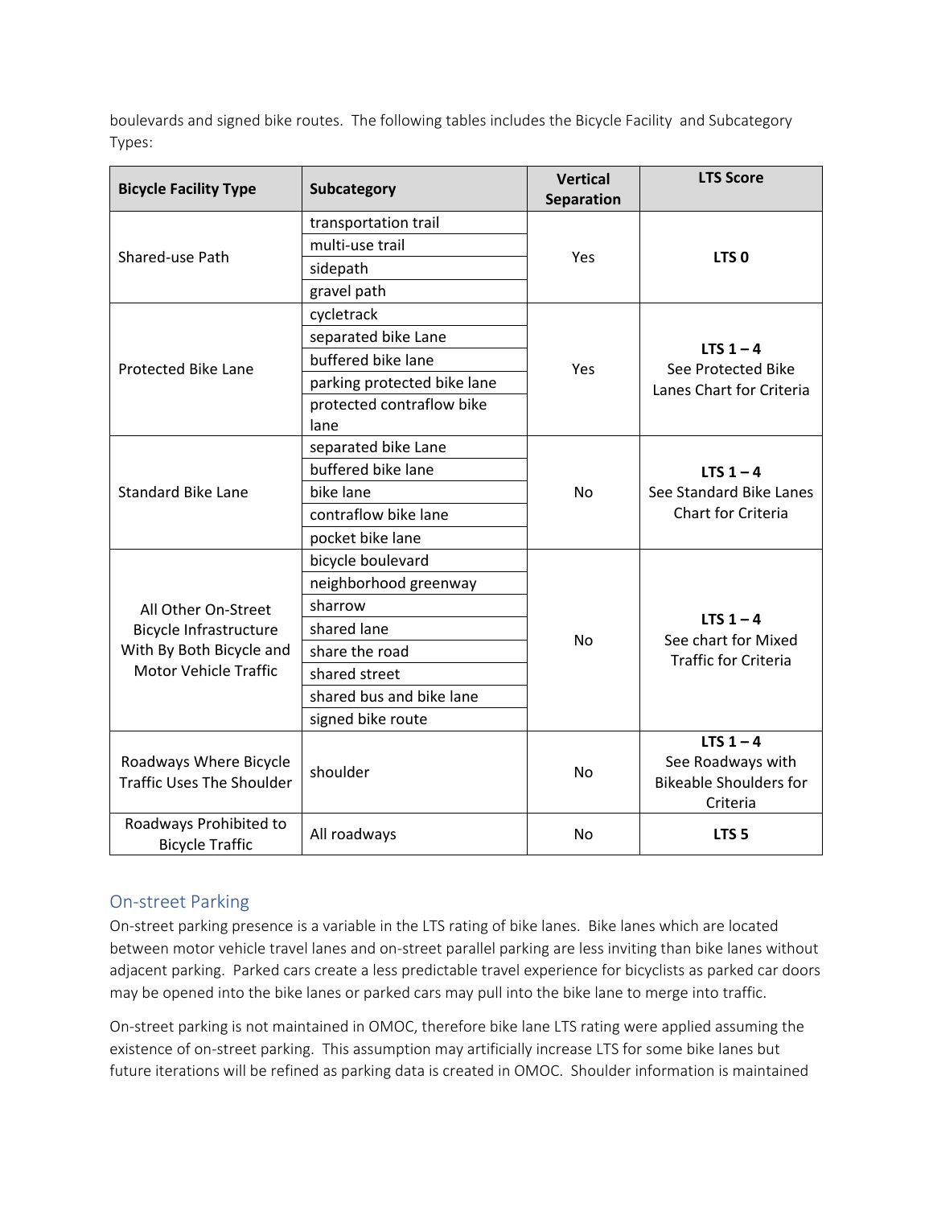boulevards and signed bike routes. The following tables includes the Bicycle Facility and Subcategory Types:

| Bicycle Facility Type | Subcategory | Vertical Separation | LTS Score |
|---|---|---|---|
| Shared-use Path | transportation trail | Yes | **LTS 0** |
| | multi-use trail | | |
| | sidepath | | |
| | gravel path | | |
| Protected Bike Lane | cycletrack | Yes | **LTS 1 – 4** See Protected Bike Lanes Chart for Criteria |
| | separated bike Lane | | |
| | buffered bike lane | | |
| | parking protected bike lane | | |
| | protected contraflow bike lane | | |
| Standard Bike Lane | separated bike Lane | No | **LTS 1 – 4** See Standard Bike Lanes Chart for Criteria |
| | buffered bike lane | | |
| | bike lane | | |
| | contraflow bike lane | | |
| | pocket bike lane | | |
| All Other On-Street Bicycle Infrastructure With By Both Bicycle and Motor Vehicle Traffic | bicycle boulevard | No | **LTS 1 – 4** See chart for Mixed Traffic for Criteria |
| | neighborhood greenway | | |
| | sharrow | | |
| | shared lane | | |
| | share the road | | |
| | shared street | | |
| | shared bus and bike lane | | |
| | signed bike route | | |
| Roadways Where Bicycle Traffic Uses The Shoulder | shoulder | No | **LTS 1 – 4** See Roadways with Bikeable Shoulders for Criteria |
| Roadways Prohibited to Bicycle Traffic | All roadways | No | **LTS 5** |

## On-street Parking

On-street parking presence is a variable in the LTS rating of bike lanes. Bike lanes which are located between motor vehicle travel lanes and on-street parallel parking are less inviting than bike lanes without adjacent parking. Parked cars create a less predictable travel experience for bicyclists as parked car doors may be opened into the bike lanes or parked cars may pull into the bike lane to merge into traffic.

On-street parking is not maintained in OMOC, therefore bike lane LTS rating were applied assuming the existence of on-street parking. This assumption may artificially increase LTS for some bike lanes but future iterations will be refined as parking data is created in OMOC. Shoulder information is maintained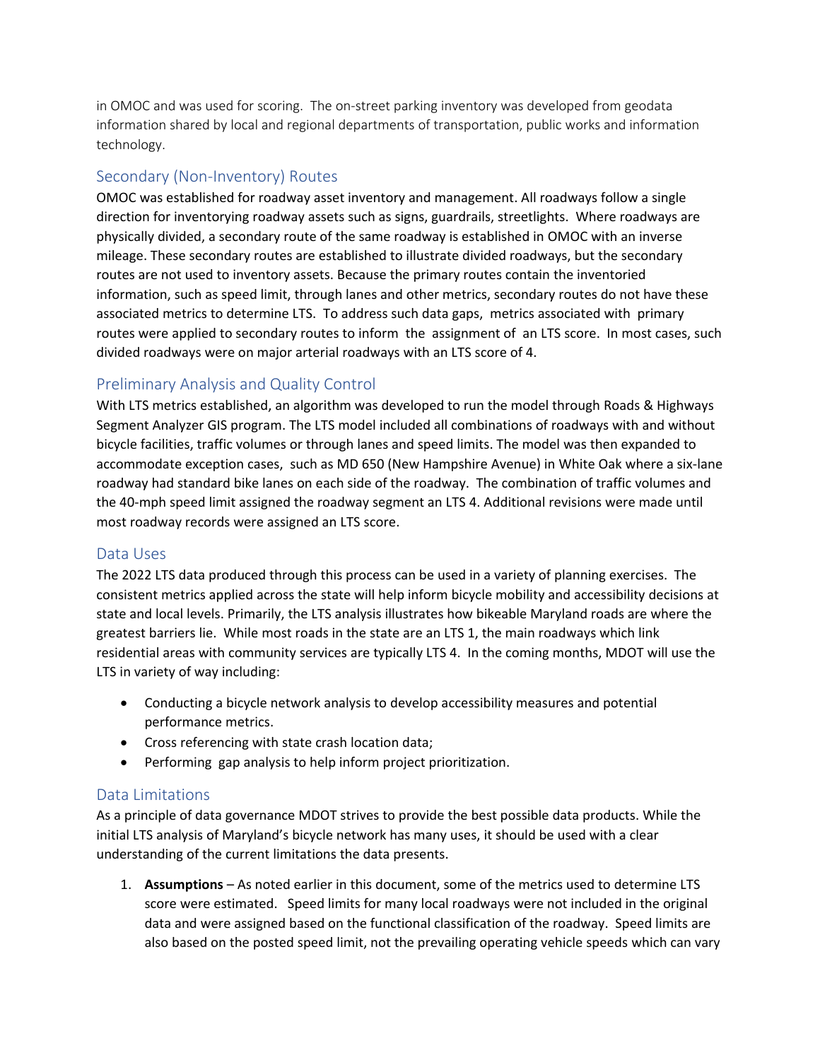in OMOC and was used for scoring. The on-street parking inventory was developed from geodata information shared by local and regional departments of transportation, public works and information technology.

## Secondary (Non-Inventory) Routes

OMOC was established for roadway asset inventory and management. All roadways follow a single direction for inventorying roadway assets such as signs, guardrails, streetlights. Where roadways are physically divided, a secondary route of the same roadway is established in OMOC with an inverse mileage. These secondary routes are established to illustrate divided roadways, but the secondary routes are not used to inventory assets. Because the primary routes contain the inventoried information, such as speed limit, through lanes and other metrics, secondary routes do not have these associated metrics to determine LTS. To address such data gaps, metrics associated with primary routes were applied to secondary routes to inform the assignment of an LTS score. In most cases, such divided roadways were on major arterial roadways with an LTS score of 4.

## Preliminary Analysis and Quality Control

With LTS metrics established, an algorithm was developed to run the model through Roads & Highways Segment Analyzer GIS program. The LTS model included all combinations of roadways with and without bicycle facilities, traffic volumes or through lanes and speed limits. The model was then expanded to accommodate exception cases, such as MD 650 (New Hampshire Avenue) in White Oak where a six-lane roadway had standard bike lanes on each side of the roadway. The combination of traffic volumes and the 40-mph speed limit assigned the roadway segment an LTS 4. Additional revisions were made until most roadway records were assigned an LTS score.

## Data Uses

The 2022 LTS data produced through this process can be used in a variety of planning exercises. The consistent metrics applied across the state will help inform bicycle mobility and accessibility decisions at state and local levels. Primarily, the LTS analysis illustrates how bikeable Maryland roads are where the greatest barriers lie. While most roads in the state are an LTS 1, the main roadways which link residential areas with community services are typically LTS 4. In the coming months, MDOT will use the LTS in variety of way including:

- Conducting a bicycle network analysis to develop accessibility measures and potential performance metrics.
- Cross referencing with state crash location data;
- Performing gap analysis to help inform project prioritization.

## Data Limitations

As a principle of data governance MDOT strives to provide the best possible data products. While the initial LTS analysis of Maryland's bicycle network has many uses, it should be used with a clear understanding of the current limitations the data presents.

1. **Assumptions** – As noted earlier in this document, some of the metrics used to determine LTS score were estimated. Speed limits for many local roadways were not included in the original data and were assigned based on the functional classification of the roadway. Speed limits are also based on the posted speed limit, not the prevailing operating vehicle speeds which can vary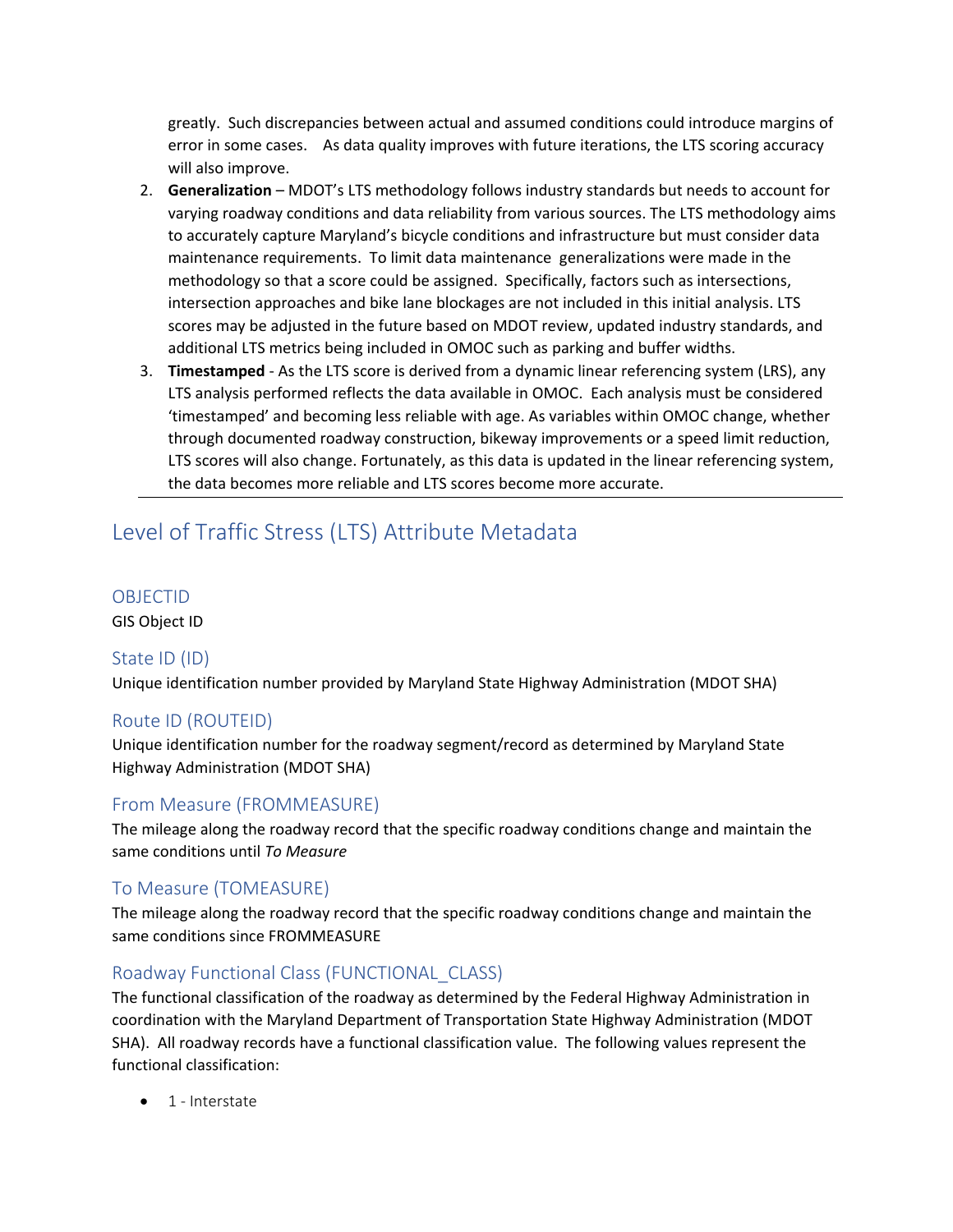greatly. Such discrepancies between actual and assumed conditions could introduce margins of error in some cases. As data quality improves with future iterations, the LTS scoring accuracy will also improve.

2. **Generalization** – MDOT's LTS methodology follows industry standards but needs to account for varying roadway conditions and data reliability from various sources. The LTS methodology aims to accurately capture Maryland's bicycle conditions and infrastructure but must consider data maintenance requirements. To limit data maintenance generalizations were made in the methodology so that a score could be assigned. Specifically, factors such as intersections, intersection approaches and bike lane blockages are not included in this initial analysis. LTS scores may be adjusted in the future based on MDOT review, updated industry standards, and additional LTS metrics being included in OMOC such as parking and buffer widths.
3. **Timestamped** - As the LTS score is derived from a dynamic linear referencing system (LRS), any LTS analysis performed reflects the data available in OMOC. Each analysis must be considered 'timestamped' and becoming less reliable with age. As variables within OMOC change, whether through documented roadway construction, bikeway improvements or a speed limit reduction, LTS scores will also change. Fortunately, as this data is updated in the linear referencing system, the data becomes more reliable and LTS scores become more accurate.

---

## Level of Traffic Stress (LTS) Attribute Metadata

### OBJECTID

GIS Object ID

### State ID (ID)

Unique identification number provided by Maryland State Highway Administration (MDOT SHA)

### Route ID (ROUTEID)

Unique identification number for the roadway segment/record as determined by Maryland State Highway Administration (MDOT SHA)

### From Measure (FROMMEASURE)

The mileage along the roadway record that the specific roadway conditions change and maintain the same conditions until *To Measure*

### To Measure (TOMEASURE)

The mileage along the roadway record that the specific roadway conditions change and maintain the same conditions since FROMMEASURE

### Roadway Functional Class (FUNCTIONAL_CLASS)

The functional classification of the roadway as determined by the Federal Highway Administration in coordination with the Maryland Department of Transportation State Highway Administration (MDOT SHA). All roadway records have a functional classification value. The following values represent the functional classification:

- 1 - Interstate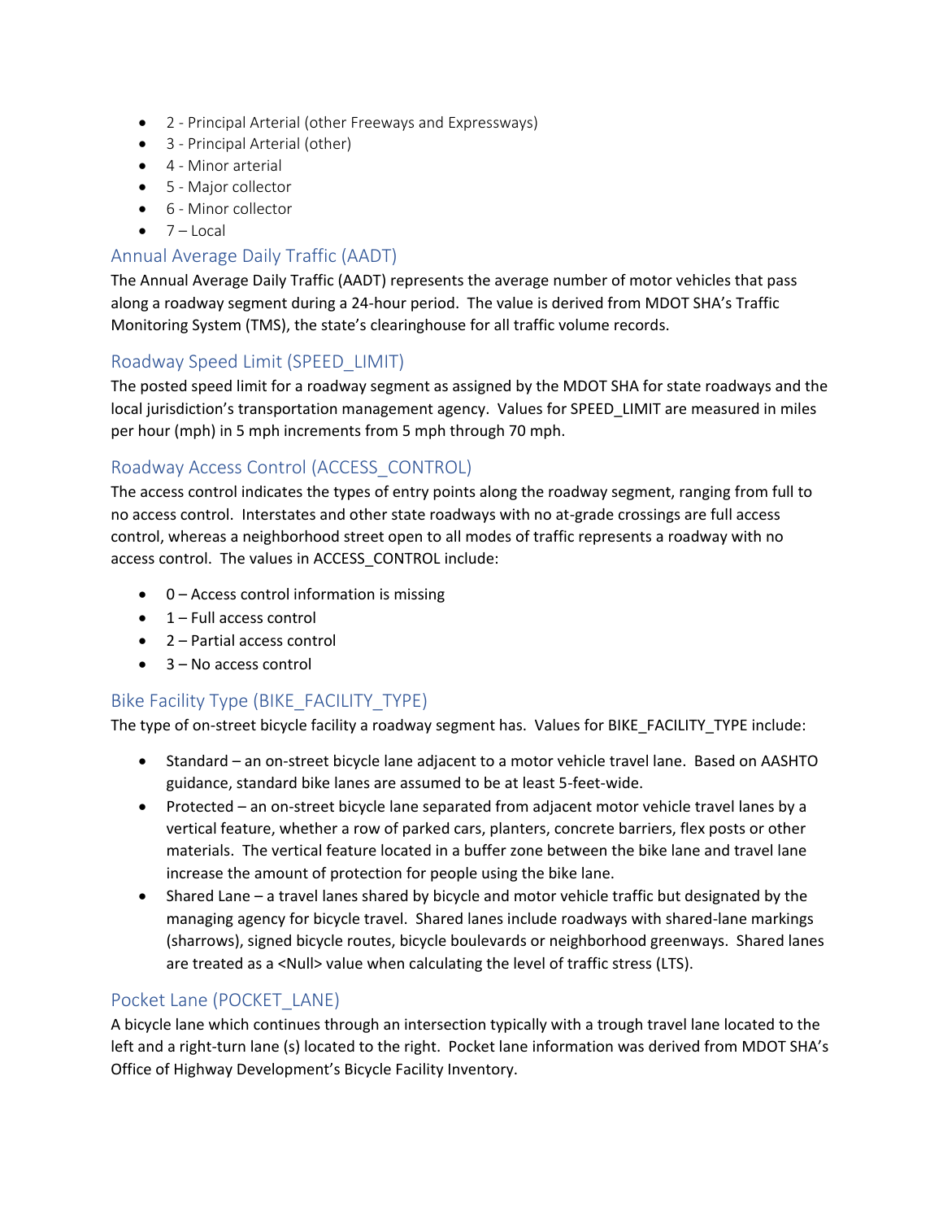- 2 - Principal Arterial (other Freeways and Expressways)
- 3 - Principal Arterial (other)
- 4 - Minor arterial
- 5 - Major collector
- 6 - Minor collector
- 7 – Local

## Annual Average Daily Traffic (AADT)

The Annual Average Daily Traffic (AADT) represents the average number of motor vehicles that pass along a roadway segment during a 24-hour period. The value is derived from MDOT SHA's Traffic Monitoring System (TMS), the state's clearinghouse for all traffic volume records.

## Roadway Speed Limit (SPEED_LIMIT)

The posted speed limit for a roadway segment as assigned by the MDOT SHA for state roadways and the local jurisdiction's transportation management agency. Values for SPEED_LIMIT are measured in miles per hour (mph) in 5 mph increments from 5 mph through 70 mph.

## Roadway Access Control (ACCESS_CONTROL)

The access control indicates the types of entry points along the roadway segment, ranging from full to no access control. Interstates and other state roadways with no at-grade crossings are full access control, whereas a neighborhood street open to all modes of traffic represents a roadway with no access control. The values in ACCESS_CONTROL include:

- 0 – Access control information is missing
- 1 – Full access control
- 2 – Partial access control
- 3 – No access control

## Bike Facility Type (BIKE_FACILITY_TYPE)

The type of on-street bicycle facility a roadway segment has. Values for BIKE_FACILITY_TYPE include:

- Standard – an on-street bicycle lane adjacent to a motor vehicle travel lane. Based on AASHTO guidance, standard bike lanes are assumed to be at least 5-feet-wide.
- Protected – an on-street bicycle lane separated from adjacent motor vehicle travel lanes by a vertical feature, whether a row of parked cars, planters, concrete barriers, flex posts or other materials. The vertical feature located in a buffer zone between the bike lane and travel lane increase the amount of protection for people using the bike lane.
- Shared Lane – a travel lanes shared by bicycle and motor vehicle traffic but designated by the managing agency for bicycle travel. Shared lanes include roadways with shared-lane markings (sharrows), signed bicycle routes, bicycle boulevards or neighborhood greenways. Shared lanes are treated as a <Null> value when calculating the level of traffic stress (LTS).

## Pocket Lane (POCKET_LANE)

A bicycle lane which continues through an intersection typically with a trough travel lane located to the left and a right-turn lane (s) located to the right. Pocket lane information was derived from MDOT SHA's Office of Highway Development's Bicycle Facility Inventory.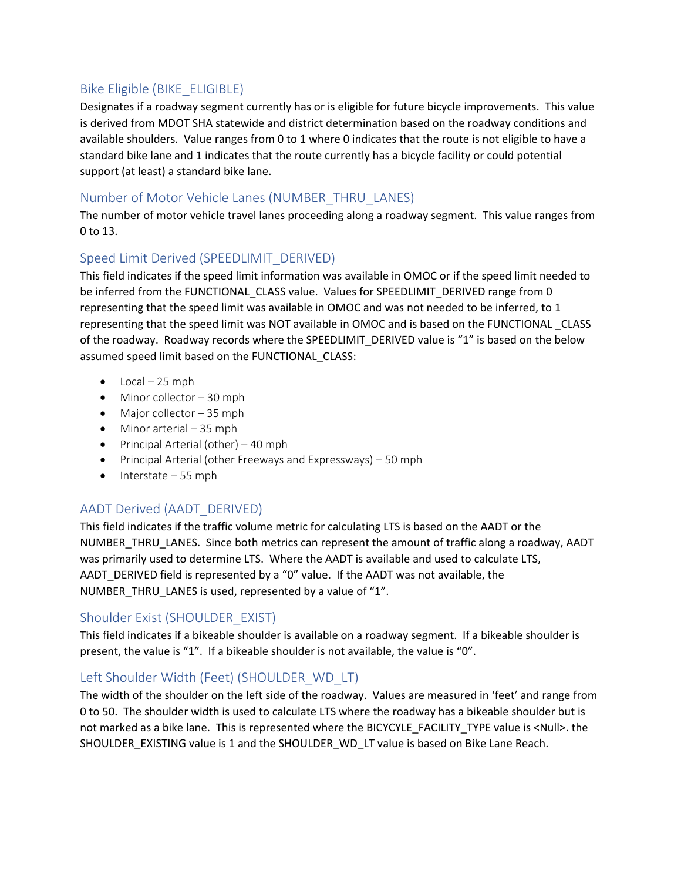### Bike Eligible (BIKE_ELIGIBLE)

Designates if a roadway segment currently has or is eligible for future bicycle improvements. This value is derived from MDOT SHA statewide and district determination based on the roadway conditions and available shoulders. Value ranges from 0 to 1 where 0 indicates that the route is not eligible to have a standard bike lane and 1 indicates that the route currently has a bicycle facility or could potential support (at least) a standard bike lane.

### Number of Motor Vehicle Lanes (NUMBER_THRU_LANES)

The number of motor vehicle travel lanes proceeding along a roadway segment. This value ranges from 0 to 13.

### Speed Limit Derived (SPEEDLIMIT_DERIVED)

This field indicates if the speed limit information was available in OMOC or if the speed limit needed to be inferred from the FUNCTIONAL_CLASS value. Values for SPEEDLIMIT_DERIVED range from 0 representing that the speed limit was available in OMOC and was not needed to be inferred, to 1 representing that the speed limit was NOT available in OMOC and is based on the FUNCTIONAL _CLASS of the roadway. Roadway records where the SPEEDLIMIT_DERIVED value is "1" is based on the below assumed speed limit based on the FUNCTIONAL_CLASS:

- Local – 25 mph
- Minor collector – 30 mph
- Major collector – 35 mph
- Minor arterial – 35 mph
- Principal Arterial (other) – 40 mph
- Principal Arterial (other Freeways and Expressways) – 50 mph
- Interstate – 55 mph

### AADT Derived (AADT_DERIVED)

This field indicates if the traffic volume metric for calculating LTS is based on the AADT or the NUMBER_THRU_LANES. Since both metrics can represent the amount of traffic along a roadway, AADT was primarily used to determine LTS. Where the AADT is available and used to calculate LTS, AADT_DERIVED field is represented by a "0" value. If the AADT was not available, the NUMBER_THRU_LANES is used, represented by a value of "1".

### Shoulder Exist (SHOULDER_EXIST)

This field indicates if a bikeable shoulder is available on a roadway segment. If a bikeable shoulder is present, the value is "1". If a bikeable shoulder is not available, the value is "0".

### Left Shoulder Width (Feet) (SHOULDER_WD_LT)

The width of the shoulder on the left side of the roadway. Values are measured in 'feet' and range from 0 to 50. The shoulder width is used to calculate LTS where the roadway has a bikeable shoulder but is not marked as a bike lane. This is represented where the BICYCLE_FACILITY_TYPE value is <Null>. the SHOULDER_EXISTING value is 1 and the SHOULDER_WD_LT value is based on Bike Lane Reach.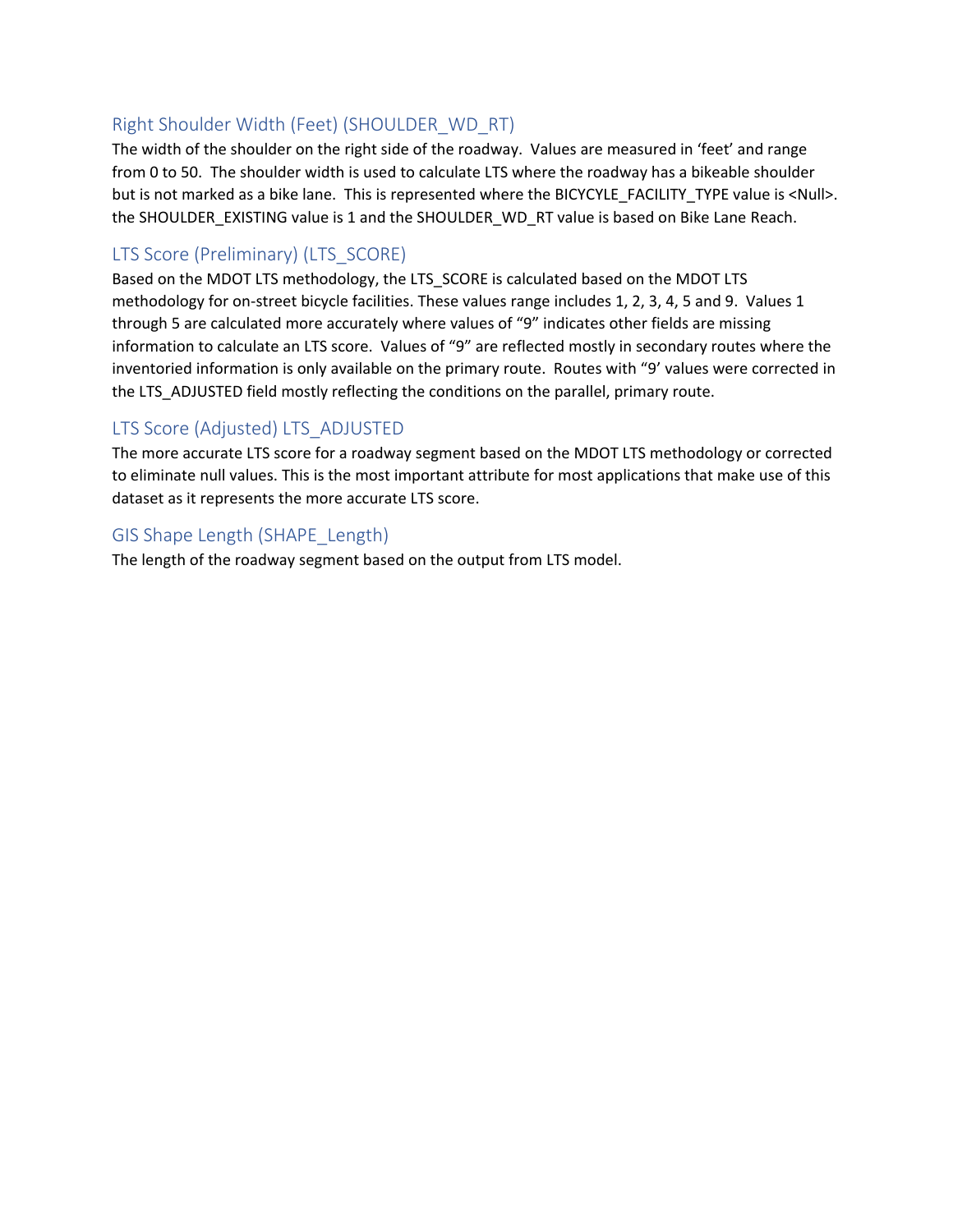### Right Shoulder Width (Feet) (SHOULDER_WD_RT)

The width of the shoulder on the right side of the roadway. Values are measured in 'feet' and range from 0 to 50. The shoulder width is used to calculate LTS where the roadway has a bikeable shoulder but is not marked as a bike lane. This is represented where the BICYCYLE_FACILITY_TYPE value is <Null>. the SHOULDER_EXISTING value is 1 and the SHOULDER_WD_RT value is based on Bike Lane Reach.

### LTS Score (Preliminary) (LTS_SCORE)

Based on the MDOT LTS methodology, the LTS_SCORE is calculated based on the MDOT LTS methodology for on-street bicycle facilities. These values range includes 1, 2, 3, 4, 5 and 9. Values 1 through 5 are calculated more accurately where values of "9" indicates other fields are missing information to calculate an LTS score. Values of "9" are reflected mostly in secondary routes where the inventoried information is only available on the primary route. Routes with "9' values were corrected in the LTS_ADJUSTED field mostly reflecting the conditions on the parallel, primary route.

### LTS Score (Adjusted) LTS_ADJUSTED

The more accurate LTS score for a roadway segment based on the MDOT LTS methodology or corrected to eliminate null values. This is the most important attribute for most applications that make use of this dataset as it represents the more accurate LTS score.

### GIS Shape Length (SHAPE_Length)

The length of the roadway segment based on the output from LTS model.